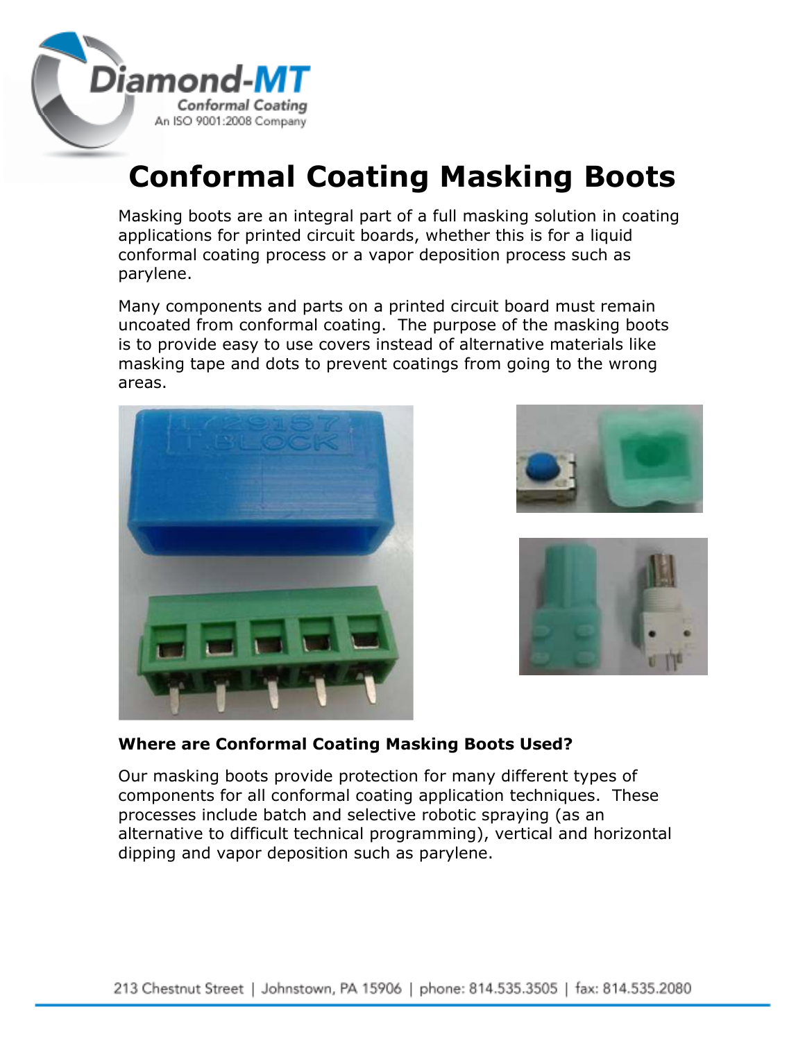# Conformal Coating Masking Boots

Masking boots are an integral part of a full masking solution in coating applications for printed circuit boards, whether this is for a liquid conformal coating process or a vapor deposition process such as parylene.

Many components and parts on a printed circuit board must remain uncoated from conformal coating. The purpose of the masking boots is to provide easy to use covers instead of alternative materials like masking tape and dots to prevent coatings from going to the wrong areas.

**Where are Conformal Coating Masking Boots Used?**

Our masking boots provide protection for many different types of components for all conformal coating application techniques. These processes include batch and selective robotic spraying (as an alternative to difficult technical programming), vertical and horizontal dipping and vapor deposition such as parylene.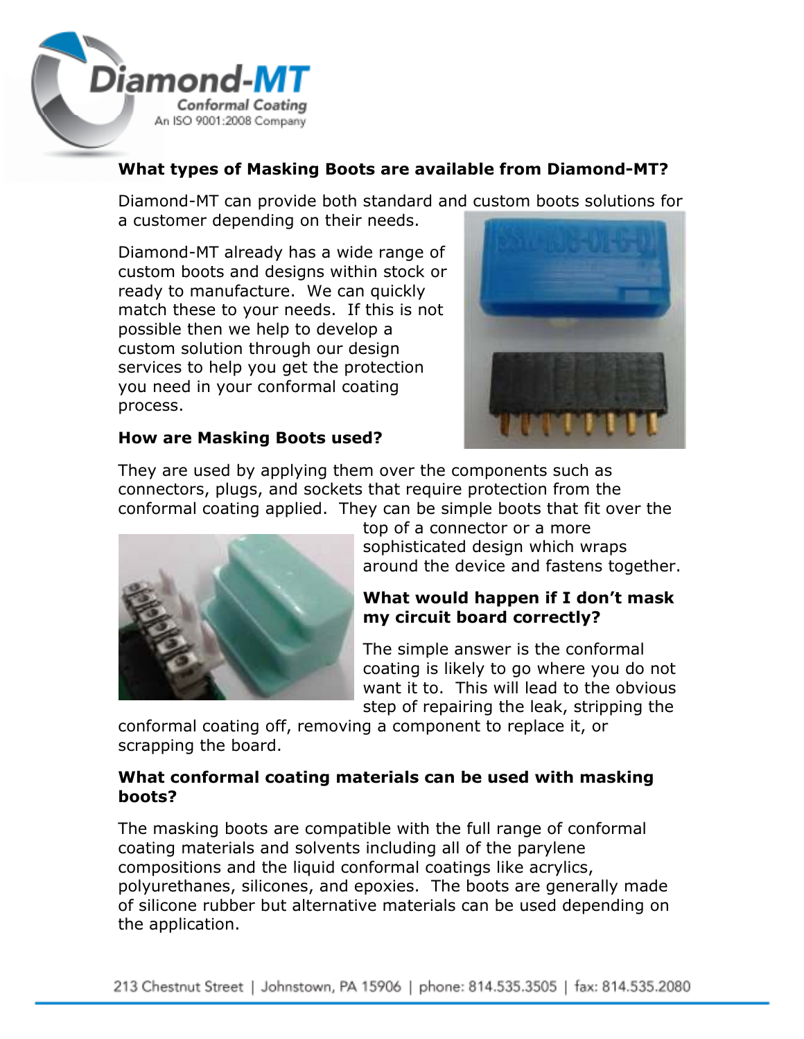## What types of Masking Boots are available from Diamond-MT?

Diamond-MT can provide both standard and custom boots solutions for a customer depending on their needs.

Diamond-MT already has a wide range of custom boots and designs within stock or ready to manufacture. We can quickly match these to your needs. If this is not possible then we help to develop a custom solution through our design services to help you get the protection you need in your conformal coating process.

## How are Masking Boots used?

They are used by applying them over the components such as connectors, plugs, and sockets that require protection from the conformal coating applied. They can be simple boots that fit over the top of a connector or a more sophisticated design which wraps around the device and fastens together.

## What would happen if I don't mask my circuit board correctly?

The simple answer is the conformal coating is likely to go where you do not want it to. This will lead to the obvious step of repairing the leak, stripping the conformal coating off, removing a component to replace it, or scrapping the board.

## What conformal coating materials can be used with masking boots?

The masking boots are compatible with the full range of conformal coating materials and solvents including all of the parylene compositions and the liquid conformal coatings like acrylics, polyurethanes, silicones, and epoxies. The boots are generally made of silicone rubber but alternative materials can be used depending on the application.